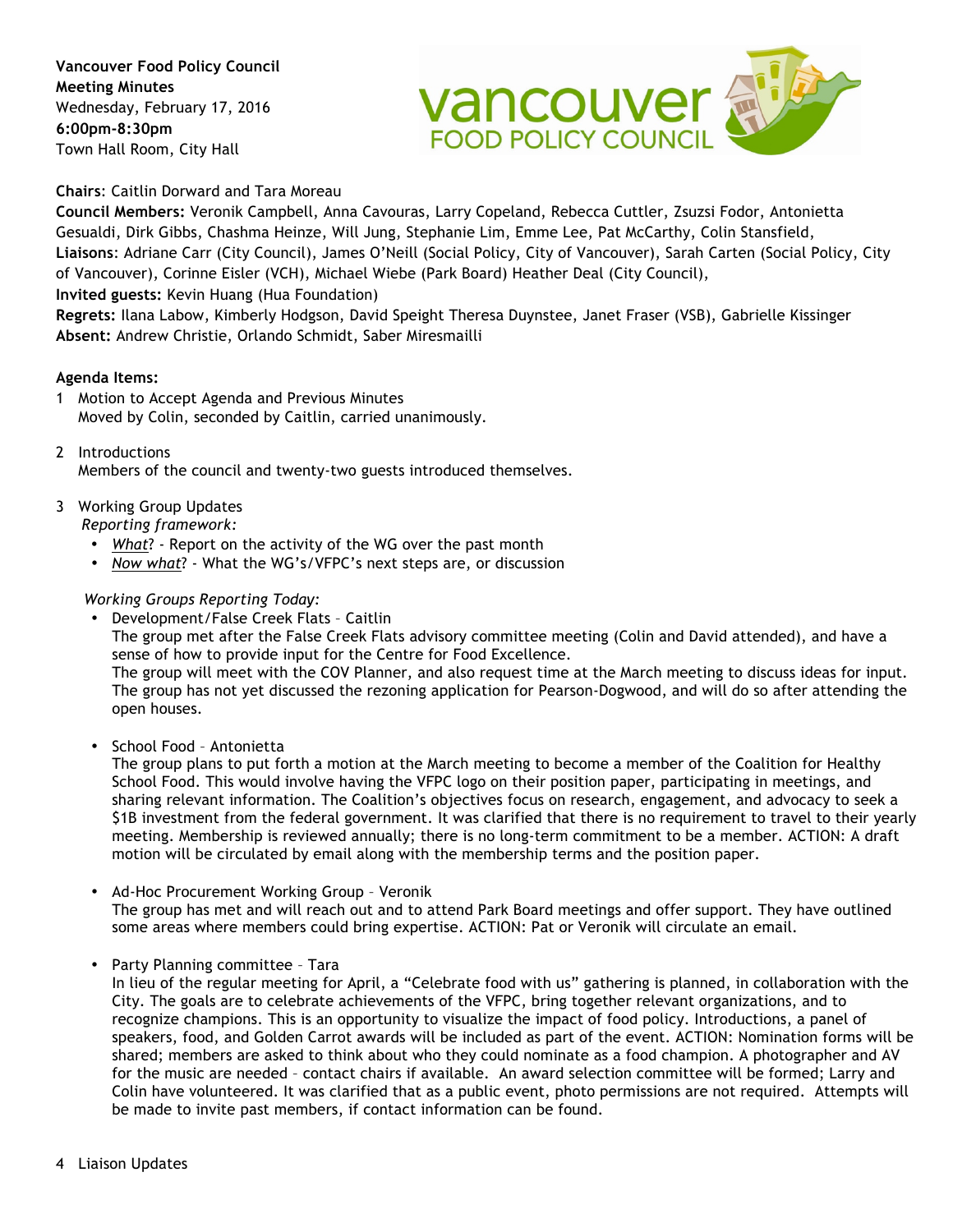**Vancouver Food Policy Council**
**Meeting Minutes**
Wednesday, February 17, 2016
**6:00pm-8:30pm**
Town Hall Room, City Hall

**Chairs**: Caitlin Dorward and Tara Moreau
**Council Members:** Veronik Campbell, Anna Cavouras, Larry Copeland, Rebecca Cuttler, Zsuzsi Fodor, Antonietta Gesualdi, Dirk Gibbs, Chashma Heinze, Will Jung, Stephanie Lim, Emme Lee, Pat McCarthy, Colin Stansfield,
**Liaisons**: Adriane Carr (City Council), James O'Neill (Social Policy, City of Vancouver), Sarah Carten (Social Policy, City of Vancouver), Corinne Eisler (VCH), Michael Wiebe (Park Board) Heather Deal (City Council),
**Invited guests:** Kevin Huang (Hua Foundation)
**Regrets:** Ilana Labow, Kimberly Hodgson, David Speight Theresa Duynstee, Janet Fraser (VSB), Gabrielle Kissinger
**Absent:** Andrew Christie, Orlando Schmidt, Saber Miresmailli

**Agenda Items:**

1. Motion to Accept Agenda and Previous Minutes
   Moved by Colin, seconded by Caitlin, carried unanimously.

2. Introductions
   Members of the council and twenty-two guests introduced themselves.

3. Working Group Updates
   *Reporting framework:*
   - *What*? - Report on the activity of the WG over the past month
   - *Now what*? - What the WG's/VFPC's next steps are, or discussion

   *Working Groups Reporting Today:*
   - Development/False Creek Flats – Caitlin
     The group met after the False Creek Flats advisory committee meeting (Colin and David attended), and have a sense of how to provide input for the Centre for Food Excellence.
     The group will meet with the COV Planner, and also request time at the March meeting to discuss ideas for input. The group has not yet discussed the rezoning application for Pearson-Dogwood, and will do so after attending the open houses.

   - School Food – Antonietta
     The group plans to put forth a motion at the March meeting to become a member of the Coalition for Healthy School Food. This would involve having the VFPC logo on their position paper, participating in meetings, and sharing relevant information. The Coalition's objectives focus on research, engagement, and advocacy to seek a $1B investment from the federal government. It was clarified that there is no requirement to travel to their yearly meeting. Membership is reviewed annually; there is no long-term commitment to be a member. ACTION: A draft motion will be circulated by email along with the membership terms and the position paper.

   - Ad-Hoc Procurement Working Group – Veronik
     The group has met and will reach out and to attend Park Board meetings and offer support. They have outlined some areas where members could bring expertise. ACTION: Pat or Veronik will circulate an email.

   - Party Planning committee – Tara
     In lieu of the regular meeting for April, a "Celebrate food with us" gathering is planned, in collaboration with the City. The goals are to celebrate achievements of the VFPC, bring together relevant organizations, and to recognize champions. This is an opportunity to visualize the impact of food policy. Introductions, a panel of speakers, food, and Golden Carrot awards will be included as part of the event. ACTION: Nomination forms will be shared; members are asked to think about who they could nominate as a food champion. A photographer and AV for the music are needed – contact chairs if available. An award selection committee will be formed; Larry and Colin have volunteered. It was clarified that as a public event, photo permissions are not required. Attempts will be made to invite past members, if contact information can be found.

4. Liaison Updates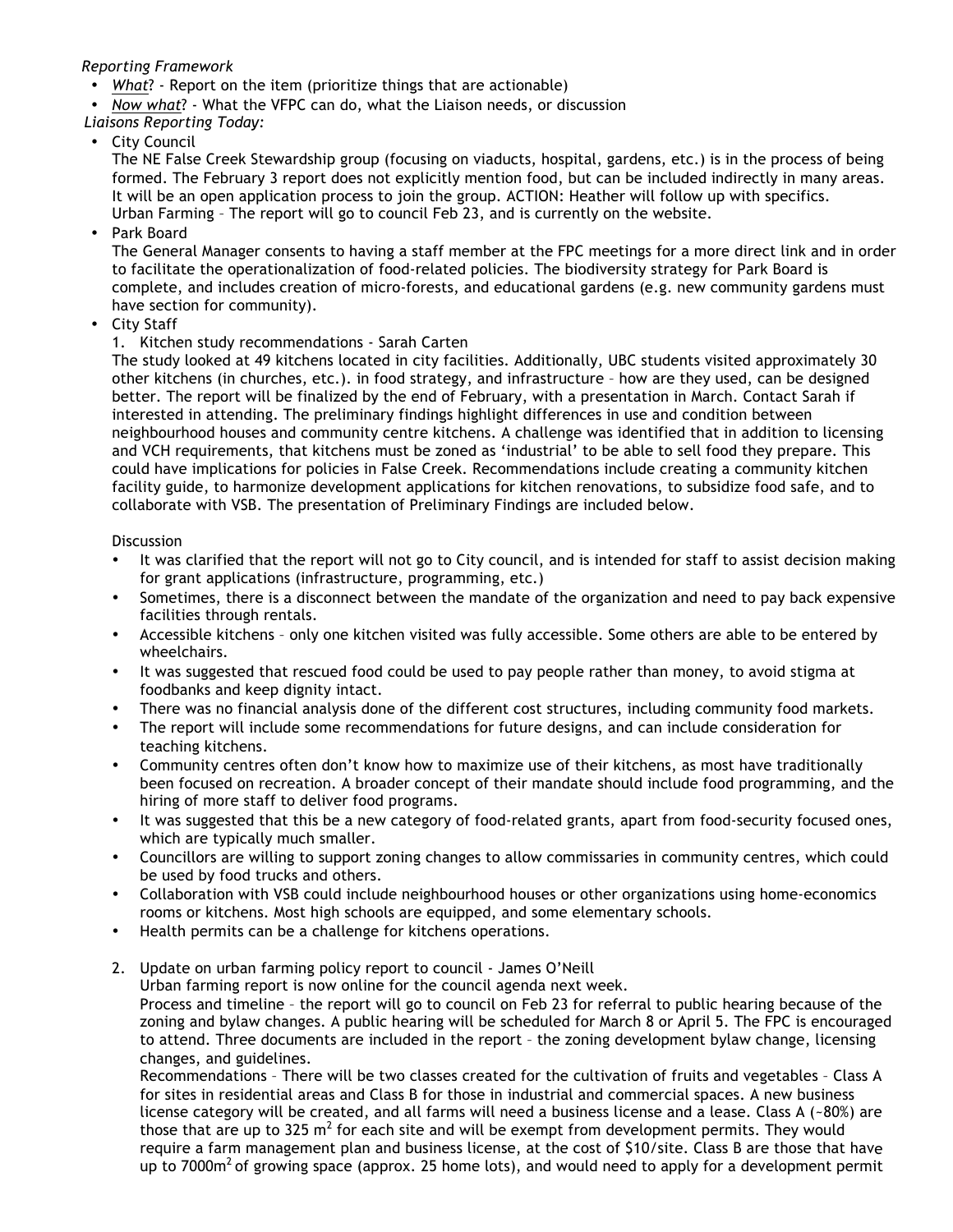*Reporting Framework*

- *What*? - Report on the item (prioritize things that are actionable)
- *Now what*? - What the VFPC can do, what the Liaison needs, or discussion

*Liaisons Reporting Today:*

- City Council

  The NE False Creek Stewardship group (focusing on viaducts, hospital, gardens, etc.) is in the process of being formed. The February 3 report does not explicitly mention food, but can be included indirectly in many areas. It will be an open application process to join the group. ACTION: Heather will follow up with specifics.
  Urban Farming – The report will go to council Feb 23, and is currently on the website.

- Park Board

  The General Manager consents to having a staff member at the FPC meetings for a more direct link and in order to facilitate the operationalization of food-related policies. The biodiversity strategy for Park Board is complete, and includes creation of micro-forests, and educational gardens (e.g. new community gardens must have section for community).

- City Staff

  1. Kitchen study recommendations - Sarah Carten

  The study looked at 49 kitchens located in city facilities. Additionally, UBC students visited approximately 30 other kitchens (in churches, etc.). in food strategy, and infrastructure – how are they used, can be designed better. The report will be finalized by the end of February, with a presentation in March. Contact Sarah if interested in attending. The preliminary findings highlight differences in use and condition between neighbourhood houses and community centre kitchens. A challenge was identified that in addition to licensing and VCH requirements, that kitchens must be zoned as 'industrial' to be able to sell food they prepare. This could have implications for policies in False Creek. Recommendations include creating a community kitchen facility guide, to harmonize development applications for kitchen renovations, to subsidize food safe, and to collaborate with VSB. The presentation of Preliminary Findings are included below.

  Discussion

  - It was clarified that the report will not go to City council, and is intended for staff to assist decision making for grant applications (infrastructure, programming, etc.)
  - Sometimes, there is a disconnect between the mandate of the organization and need to pay back expensive facilities through rentals.
  - Accessible kitchens – only one kitchen visited was fully accessible. Some others are able to be entered by wheelchairs.
  - It was suggested that rescued food could be used to pay people rather than money, to avoid stigma at foodbanks and keep dignity intact.
  - There was no financial analysis done of the different cost structures, including community food markets.
  - The report will include some recommendations for future designs, and can include consideration for teaching kitchens.
  - Community centres often don't know how to maximize use of their kitchens, as most have traditionally been focused on recreation. A broader concept of their mandate should include food programming, and the hiring of more staff to deliver food programs.
  - It was suggested that this be a new category of food-related grants, apart from food-security focused ones, which are typically much smaller.
  - Councillors are willing to support zoning changes to allow commissaries in community centres, which could be used by food trucks and others.
  - Collaboration with VSB could include neighbourhood houses or other organizations using home-economics rooms or kitchens. Most high schools are equipped, and some elementary schools.
  - Health permits can be a challenge for kitchens operations.

  2. Update on urban farming policy report to council - James O'Neill

  Urban farming report is now online for the council agenda next week.
  Process and timeline – the report will go to council on Feb 23 for referral to public hearing because of the zoning and bylaw changes. A public hearing will be scheduled for March 8 or April 5. The FPC is encouraged to attend. Three documents are included in the report – the zoning development bylaw change, licensing changes, and guidelines.
  Recommendations – There will be two classes created for the cultivation of fruits and vegetables – Class A for sites in residential areas and Class B for those in industrial and commercial spaces. A new business license category will be created, and all farms will need a business license and a lease. Class A (~80%) are those that are up to 325 $m^2$ for each site and will be exempt from development permits. They would require a farm management plan and business license, at the cost of \$10/site. Class B are those that have up to 7000$m^2$ of growing space (approx. 25 home lots), and would need to apply for a development permit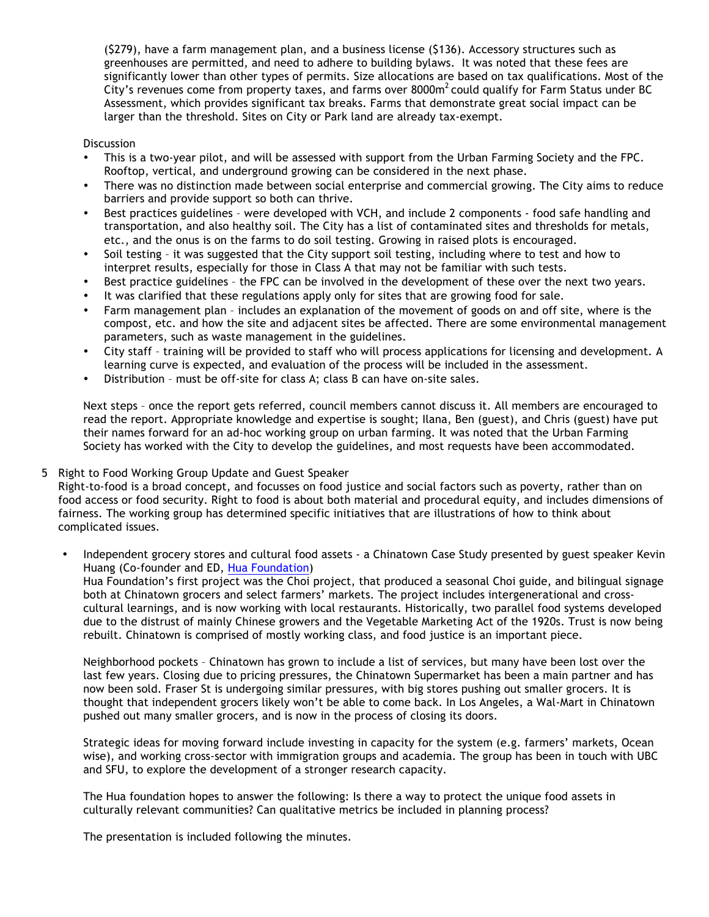($279), have a farm management plan, and a business license ($136). Accessory structures such as greenhouses are permitted, and need to adhere to building bylaws. It was noted that these fees are significantly lower than other types of permits. Size allocations are based on tax qualifications. Most of the City's revenues come from property taxes, and farms over 8000m$^2$ could qualify for Farm Status under BC Assessment, which provides significant tax breaks. Farms that demonstrate great social impact can be larger than the threshold. Sites on City or Park land are already tax-exempt.

Discussion

- This is a two-year pilot, and will be assessed with support from the Urban Farming Society and the FPC. Rooftop, vertical, and underground growing can be considered in the next phase.
- There was no distinction made between social enterprise and commercial growing. The City aims to reduce barriers and provide support so both can thrive.
- Best practices guidelines – were developed with VCH, and include 2 components - food safe handling and transportation, and also healthy soil. The City has a list of contaminated sites and thresholds for metals, etc., and the onus is on the farms to do soil testing. Growing in raised plots is encouraged.
- Soil testing – it was suggested that the City support soil testing, including where to test and how to interpret results, especially for those in Class A that may not be familiar with such tests.
- Best practice guidelines – the FPC can be involved in the development of these over the next two years.
- It was clarified that these regulations apply only for sites that are growing food for sale.
- Farm management plan – includes an explanation of the movement of goods on and off site, where is the compost, etc. and how the site and adjacent sites be affected. There are some environmental management parameters, such as waste management in the guidelines.
- City staff – training will be provided to staff who will process applications for licensing and development. A learning curve is expected, and evaluation of the process will be included in the assessment.
- Distribution – must be off-site for class A; class B can have on-site sales.

Next steps – once the report gets referred, council members cannot discuss it. All members are encouraged to read the report. Appropriate knowledge and expertise is sought; Ilana, Ben (guest), and Chris (guest) have put their names forward for an ad-hoc working group on urban farming. It was noted that the Urban Farming Society has worked with the City to develop the guidelines, and most requests have been accommodated.

5 Right to Food Working Group Update and Guest Speaker

Right-to-food is a broad concept, and focusses on food justice and social factors such as poverty, rather than on food access or food security. Right to food is about both material and procedural equity, and includes dimensions of fairness. The working group has determined specific initiatives that are illustrations of how to think about complicated issues.

- Independent grocery stores and cultural food assets - a Chinatown Case Study presented by guest speaker Kevin Huang (Co-founder and ED, [Hua Foundation](Hua Foundation))

  Hua Foundation's first project was the Choi project, that produced a seasonal Choi guide, and bilingual signage both at Chinatown grocers and select farmers' markets. The project includes intergenerational and cross-cultural learnings, and is now working with local restaurants. Historically, two parallel food systems developed due to the distrust of mainly Chinese growers and the Vegetable Marketing Act of the 1920s. Trust is now being rebuilt. Chinatown is comprised of mostly working class, and food justice is an important piece.

  Neighborhood pockets – Chinatown has grown to include a list of services, but many have been lost over the last few years. Closing due to pricing pressures, the Chinatown Supermarket has been a main partner and has now been sold. Fraser St is undergoing similar pressures, with big stores pushing out smaller grocers. It is thought that independent grocers likely won't be able to come back. In Los Angeles, a Wal-Mart in Chinatown pushed out many smaller grocers, and is now in the process of closing its doors.

  Strategic ideas for moving forward include investing in capacity for the system (e.g. farmers' markets, Ocean wise), and working cross-sector with immigration groups and academia. The group has been in touch with UBC and SFU, to explore the development of a stronger research capacity.

  The Hua foundation hopes to answer the following: Is there a way to protect the unique food assets in culturally relevant communities? Can qualitative metrics be included in planning process?

  The presentation is included following the minutes.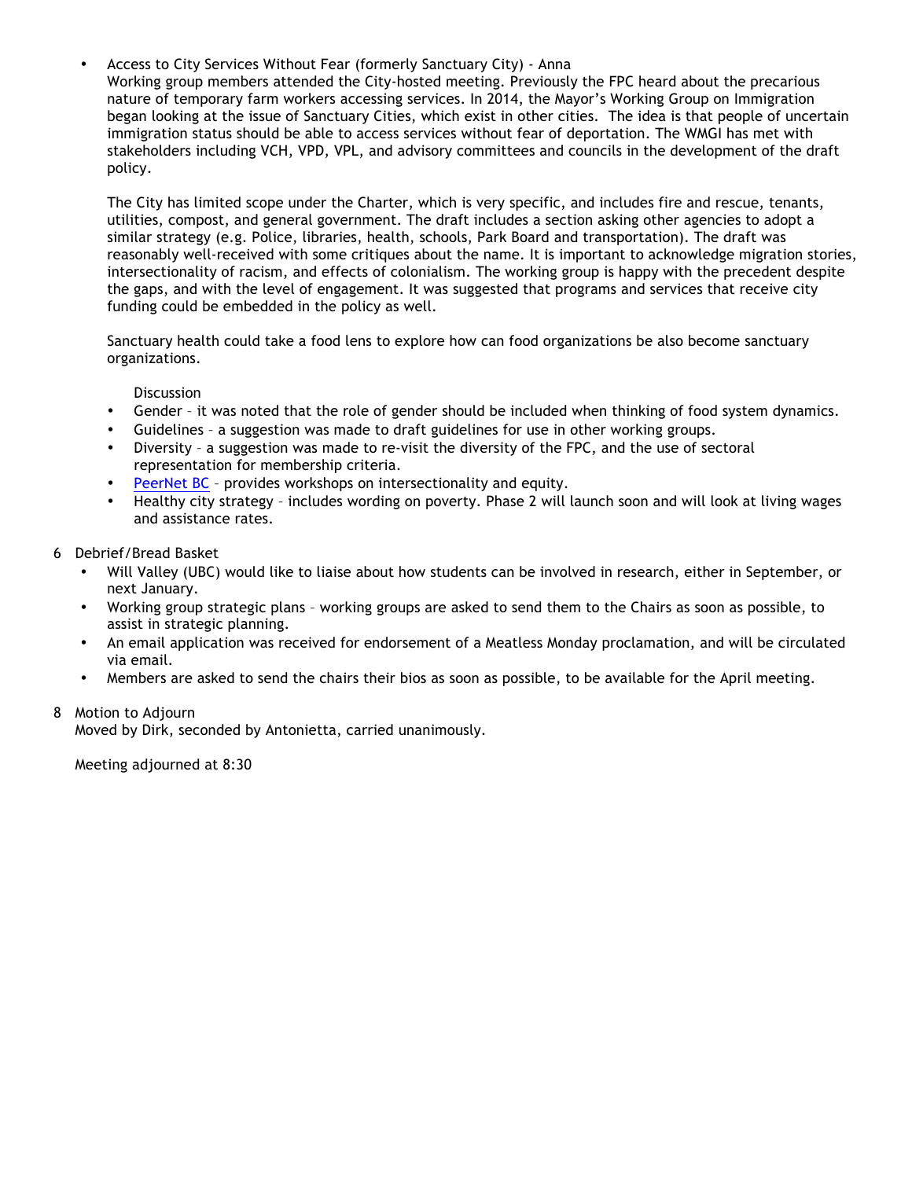- Access to City Services Without Fear (formerly Sanctuary City) - Anna
  Working group members attended the City-hosted meeting. Previously the FPC heard about the precarious nature of temporary farm workers accessing services. In 2014, the Mayor's Working Group on Immigration began looking at the issue of Sanctuary Cities, which exist in other cities. The idea is that people of uncertain immigration status should be able to access services without fear of deportation. The WMGI has met with stakeholders including VCH, VPD, VPL, and advisory committees and councils in the development of the draft policy.

  The City has limited scope under the Charter, which is very specific, and includes fire and rescue, tenants, utilities, compost, and general government. The draft includes a section asking other agencies to adopt a similar strategy (e.g. Police, libraries, health, schools, Park Board and transportation). The draft was reasonably well-received with some critiques about the name. It is important to acknowledge migration stories, intersectionality of racism, and effects of colonialism. The working group is happy with the precedent despite the gaps, and with the level of engagement. It was suggested that programs and services that receive city funding could be embedded in the policy as well.

  Sanctuary health could take a food lens to explore how can food organizations be also become sanctuary organizations.

  Discussion
  - Gender – it was noted that the role of gender should be included when thinking of food system dynamics.
  - Guidelines – a suggestion was made to draft guidelines for use in other working groups.
  - Diversity – a suggestion was made to re-visit the diversity of the FPC, and the use of sectoral representation for membership criteria.
  - PeerNet BC – provides workshops on intersectionality and equity.
  - Healthy city strategy – includes wording on poverty. Phase 2 will launch soon and will look at living wages and assistance rates.

6 Debrief/Bread Basket
- Will Valley (UBC) would like to liaise about how students can be involved in research, either in September, or next January.
- Working group strategic plans – working groups are asked to send them to the Chairs as soon as possible, to assist in strategic planning.
- An email application was received for endorsement of a Meatless Monday proclamation, and will be circulated via email.
- Members are asked to send the chairs their bios as soon as possible, to be available for the April meeting.

8 Motion to Adjourn
Moved by Dirk, seconded by Antonietta, carried unanimously.

Meeting adjourned at 8:30